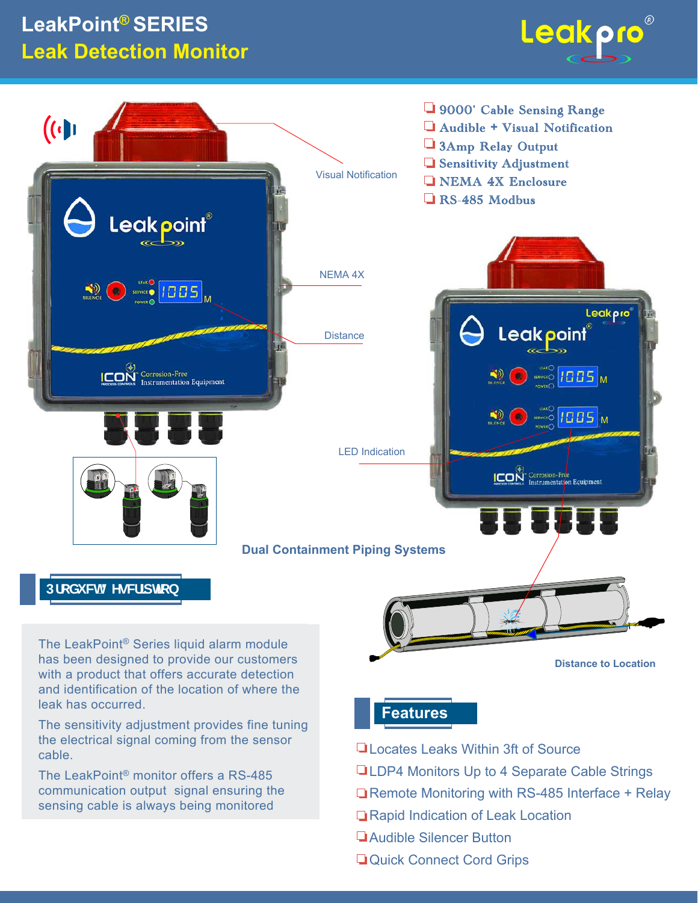# LeakPoint® SERIES
## Leak Detection Monitor

- 9000' Cable Sensing Range
- Audible + Visual Notification
- 3Amp Relay Output
- Sensitivity Adjustment
- NEMA 4X Enclosure
- RS-485 Modbus

Visual Notification

NEMA 4X

Distance

LED Indication

Dual Containment Piping Systems

Distance to Location

## Product Description

The LeakPoint® Series liquid alarm module has been designed to provide our customers with a product that offers accurate detection and identification of the location of where the leak has occurred.

The sensitivity adjustment provides fine tuning the electrical signal coming from the sensor cable.

The LeakPoint® monitor offers a RS-485 communication output signal ensuring the sensing cable is always being monitored

## Features

- Locates Leaks Within 3ft of Source
- LDP4 Monitors Up to 4 Separate Cable Strings
- Remote Monitoring with RS-485 Interface + Relay
- Rapid Indication of Leak Location
- Audible Silencer Button
- Quick Connect Cord Grips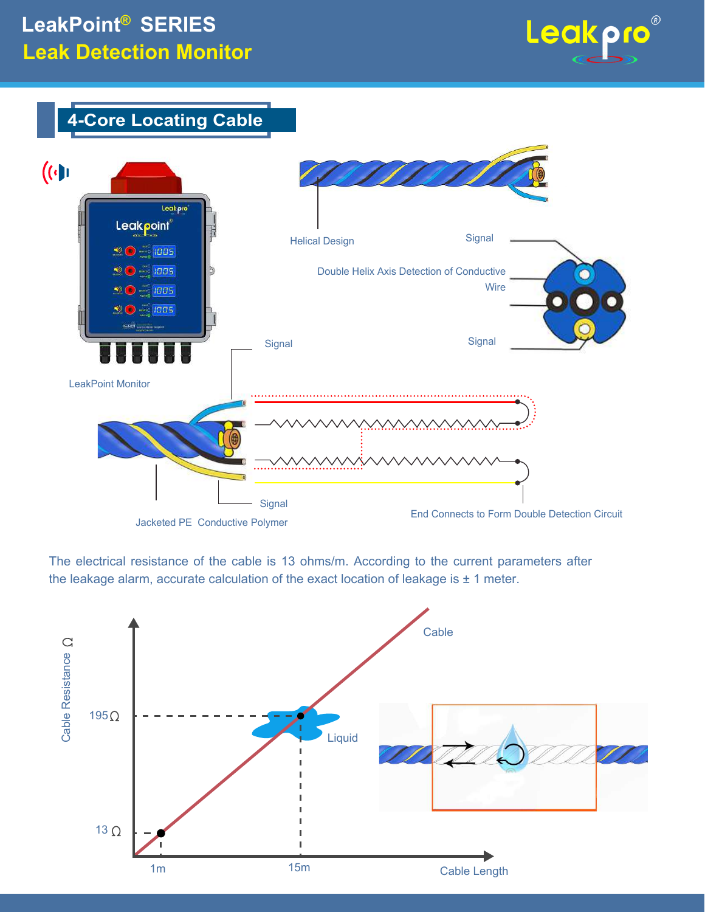## 4-Core Locating Cable

LeakPoint Monitor

Helical Design

Signal

Double Helix Axis Detection of Conductive Wire

Signal

Signal

Signal

Jacketed PE Conductive Polymer

End Connects to Form Double Detection Circuit

The electrical resistance of the cable is 13 ohms/m. According to the current parameters after the leakage alarm, accurate calculation of the exact location of leakage is ± 1 meter.

Cable Resistance Ω

195Ω

13 Ω

1m

15m

Cable Length

Cable

Liquid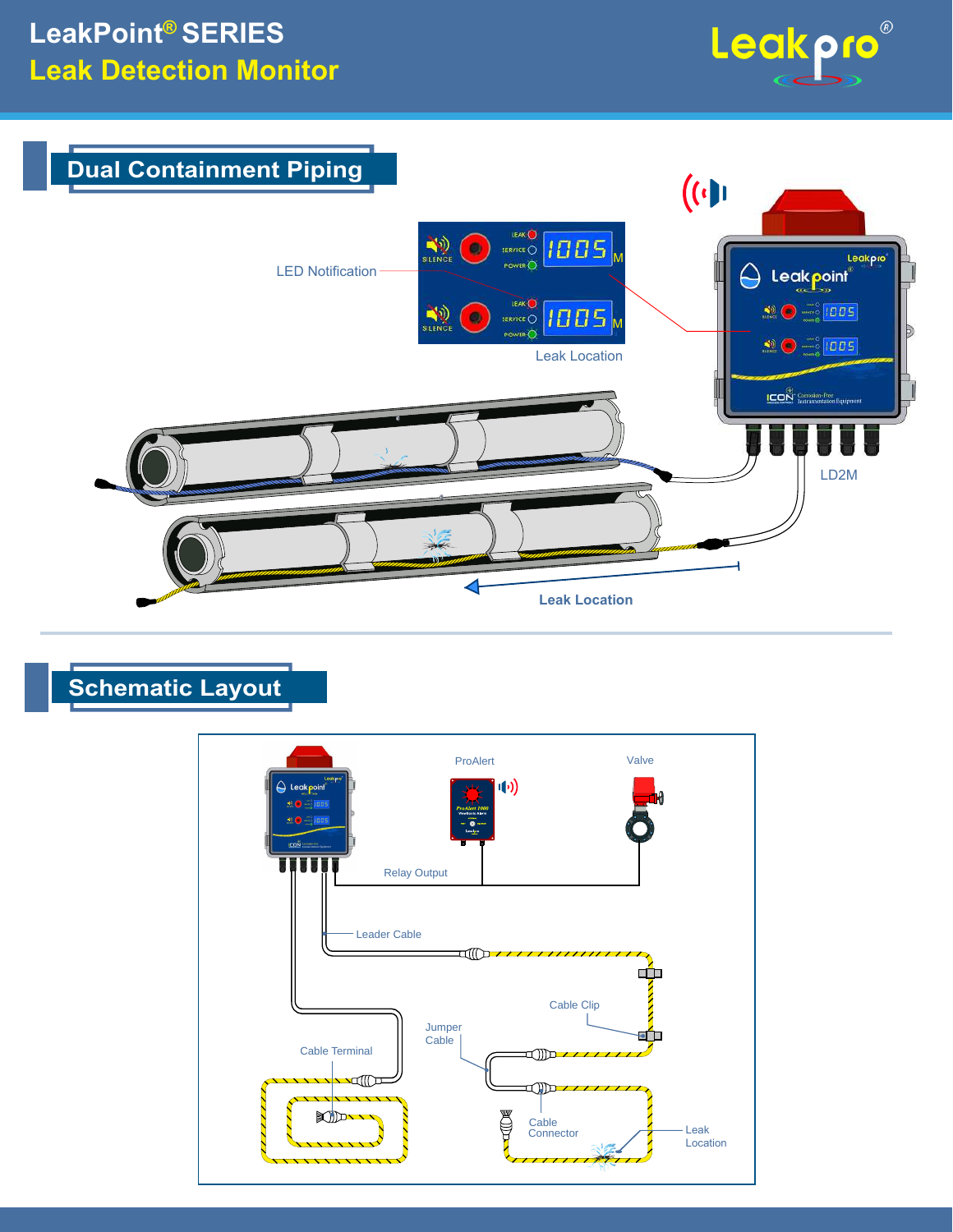# LeakPoint® SERIES

## Leak Detection Monitor

## Dual Containment Piping

LED Notification

Leak Location

LD2M

Leak Location

## Schematic Layout

ProAlert

Valve

Relay Output

Leader Cable

Cable Clip

Jumper Cable

Cable Terminal

Cable Connector

Leak Location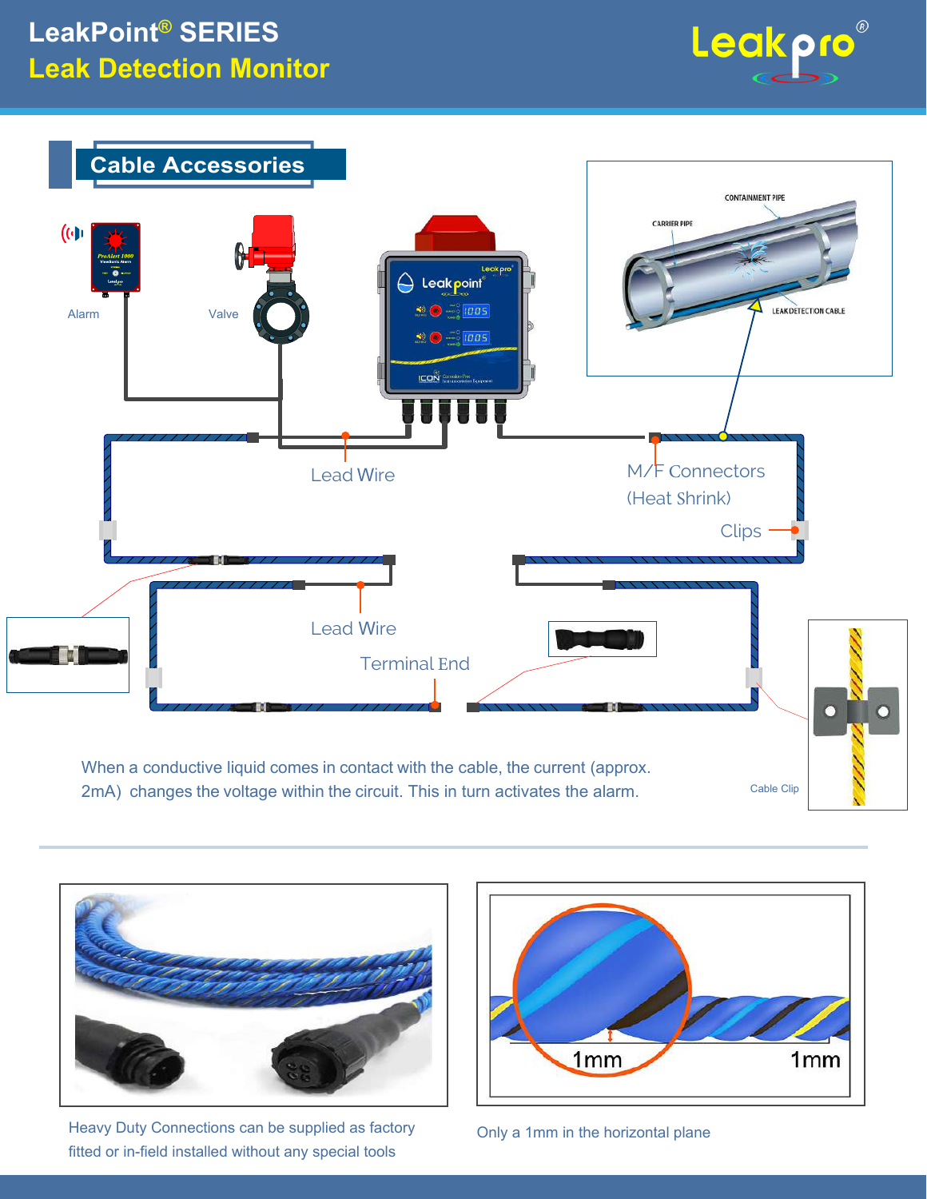# LeakPoint® SERIES
## Leak Detection Monitor

## Cable Accessories

Alarm

Valve

Lead Wire

M/F Connectors (Heat Shrink)

Clips

Lead Wire

Terminal End

CONTAINMENT PIPE

CARRIER PIPE

LEAK DETECTION CABLE

Cable Clip

When a conductive liquid comes in contact with the cable, the current (approx. 2mA) changes the voltage within the circuit. This in turn activates the alarm.

Heavy Duty Connections can be supplied as factory fitted or in-field installed without any special tools

Only a 1mm in the horizontal plane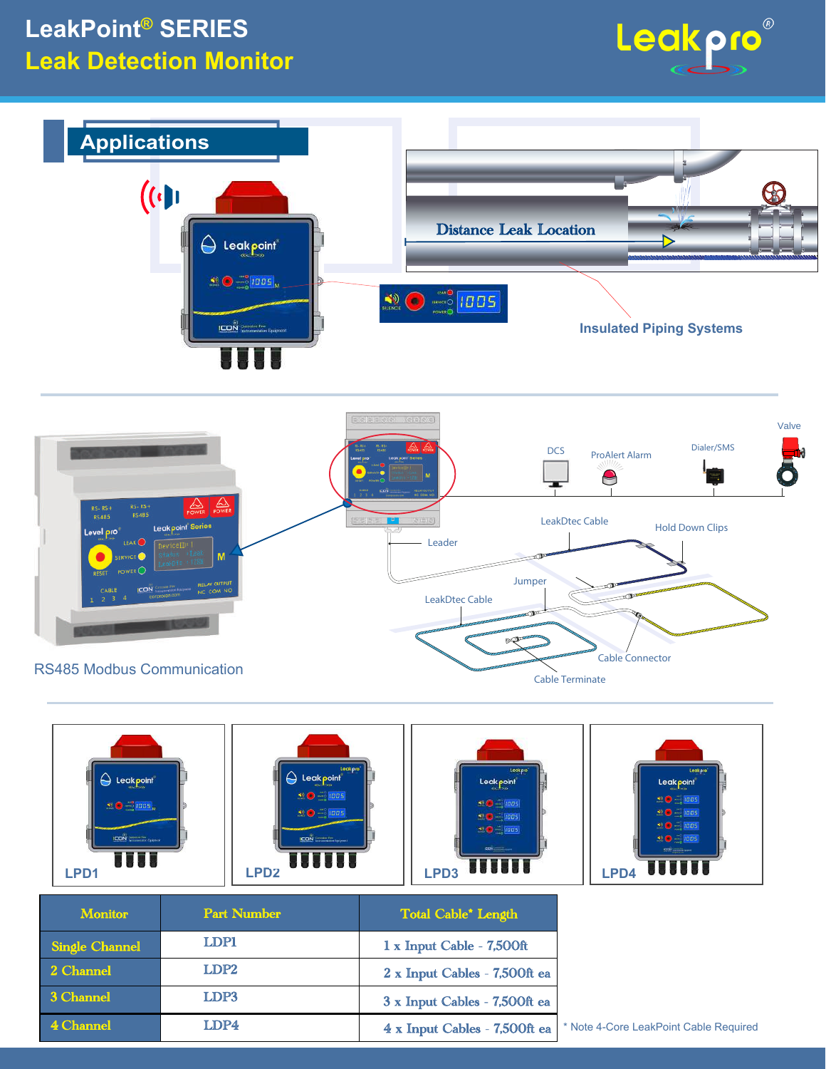# LeakPoint® SERIES

# Leak Detection Monitor

## Applications

Distance Leak Location

Insulated Piping Systems

RS485 Modbus Communication

DCS

ProAlert Alarm

Dialer/SMS

Valve

LeakDtec Cable

Hold Down Clips

Leader

Jumper

LeakDtec Cable

Cable Connector

Cable Terminate

LPD1

LPD2

LPD3

LPD4

| Monitor | Part Number | Total Cable* Length |
|---|---|---|
| Single Channel | LDP1 | 1 x Input Cable - 7,500ft |
| 2 Channel | LDP2 | 2 x Input Cables - 7,500ft ea |
| 3 Channel | LDP3 | 3 x Input Cables - 7,500ft ea |
| 4 Channel | LDP4 | 4 x Input Cables - 7,500ft ea |

* Note 4-Core LeakPoint Cable Required